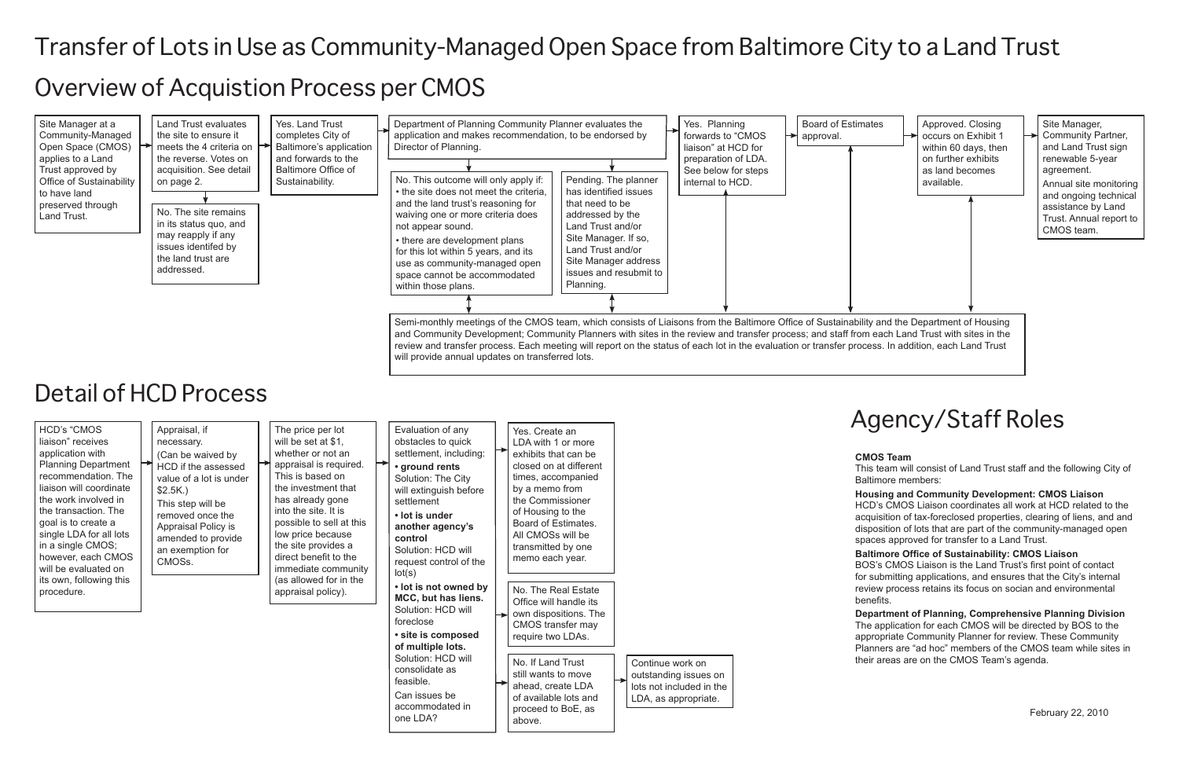# Transfer of Lots in Use as Community-Managed Open Space from Baltimore City to a Land Trust

## Overview of Acquistion Process per CMOS

1. Site Manager at a Community-Managed Open Space (CMOS) applies to a Land Trust approved by Office of Sustainability to have land preserved through Land Trust.

2. Land Trust evaluates the site to ensure it meets the 4 criteria on the reverse. Votes on acquisition. See detail on page 2.
   - No. The site remains in its status quo, and may reapply if any issues identifed by the land trust are addressed.

3. Yes. Land Trust completes City of Baltimore's application and forwards to the Baltimore Office of Sustainability.

4. Department of Planning Community Planner evaluates the application and makes recommendation, to be endorsed by Director of Planning.
   - No. This outcome will only apply if:
     - the site does not meet the criteria, and the land trust's reasoning for waiving one or more criteria does not appear sound.
     - there are development plans for this lot within 5 years, and its use as community-managed open space cannot be accommodated within those plans.
   - Pending. The planner has identified issues that need to be addressed by the Land Trust and/or Site Manager. If so, Land Trust and/or Site Manager address issues and resubmit to Planning.

5. Yes. Planning forwards to "CMOS liaison" at HCD for preparation of LDA. See below for steps internal to HCD.

6. Board of Estimates approval.

7. Approved. Closing occurs on Exhibit 1 within 60 days, then on further exhibits as land becomes available.

8. Site Manager, Community Partner, and Land Trust sign renewable 5-year agreement.

   Annual site monitoring and ongoing technical assistance by Land Trust. Annual report to CMOS team.

Semi-monthly meetings of the CMOS team, which consists of Liaisons from the Baltimore Office of Sustainability and the Department of Housing and Community Development; Community Planners with sites in the review and transfer process; and staff from each Land Trust with sites in the review and transfer process. Each meeting will report on the status of each lot in the evaluation or transfer process. In addition, each Land Trust will provide annual updates on transferred lots.

## Detail of HCD Process

1. HCD's "CMOS liaison" receives application with Planning Department recommendation. The liaison will coordinate the work involved in the transaction. The goal is to create a single LDA for all lots in a single CMOS; however, each CMOS will be evaluated on its own, following this procedure.

2. Appraisal, if necessary.
   (Can be waived by HCD if the assessed value of a lot is under $2.5K.)
   This step will be removed once the Appraisal Policy is amended to provide an exemption for CMOSs.

3. The price per lot will be set at $1, whether or not an appraisal is required. This is based on the investment that has already gone into the site. It is possible to sell at this low price because the site provides a direct benefit to the immediate community (as allowed for in the appraisal policy).

4. Evaluation of any obstacles to quick settlement, including:
   - **ground rents**
     Solution: The City will extinguish before settlement
   - **lot is under another agency's control**
     Solution: HCD will request control of the lot(s)
   - **lot is not owned by MCC, but has liens.**
     Solution: HCD will foreclose
   - **site is composed of multiple lots.**
     Solution: HCD will consolidate as feasible.

   Can issues be accommodated in one LDA?
   - Yes. Create an LDA with 1 or more exhibits that can be closed on at different times, accompanied by a memo from the Commissioner of Housing to the Board of Estimates. All CMOSs will be transmitted by one memo each year.
   - No. The Real Estate Office will handle its own dispositions. The CMOS transfer may require two LDAs.
   - No. If Land Trust still wants to move ahead, create LDA of available lots and proceed to BoE, as above.
     - Continue work on outstanding issues on lots not included in the LDA, as appropriate.

## Agency/Staff Roles

**CMOS Team**
This team will consist of Land Trust staff and the following City of Baltimore members:

**Housing and Community Development: CMOS Liaison**
HCD's CMOS Liaison coordinates all work at HCD related to the acquisition of tax-foreclosed properties, clearing of liens, and and disposition of lots that are part of the community-managed open spaces approved for transfer to a Land Trust.

**Baltimore Office of Sustainability: CMOS Liaison**
BOS's CMOS Liaison is the Land Trust's first point of contact for submitting applications, and ensures that the City's internal review process retains its focus on socian and environmental benefits.

**Department of Planning, Comprehensive Planning Division**
The application for each CMOS will be directed by BOS to the appropriate Community Planner for review. These Community Planners are "ad hoc" members of the CMOS team while sites in their areas are on the CMOS Team's agenda.

February 22, 2010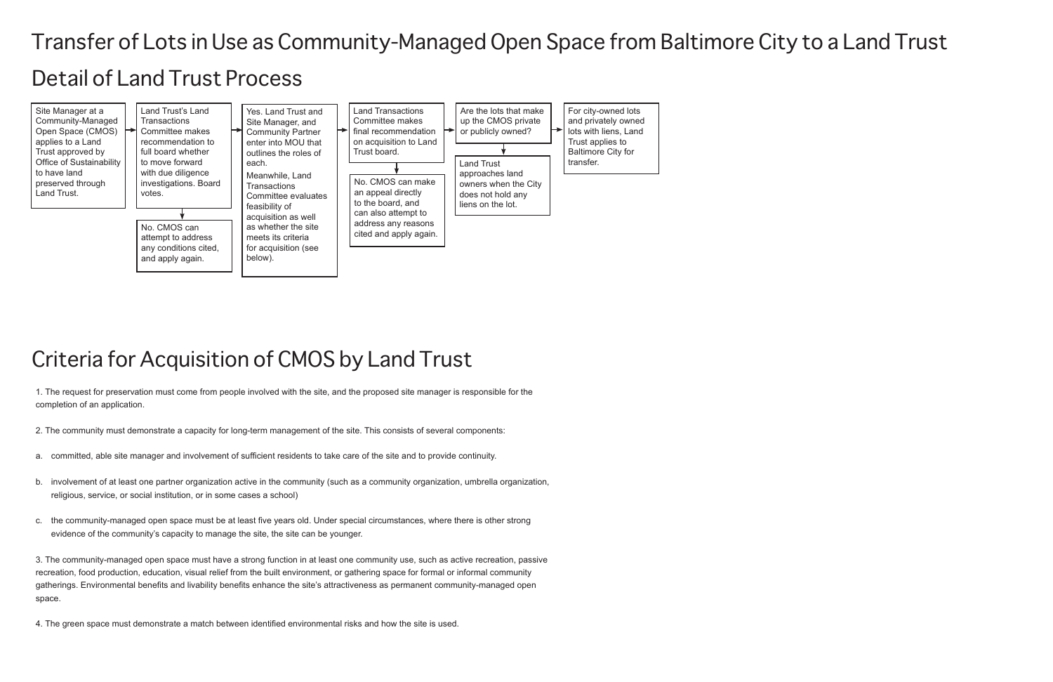# Transfer of Lots in Use as Community-Managed Open Space from Baltimore City to a Land Trust

## Detail of Land Trust Process

Site Manager at a Community-Managed Open Space (CMOS) applies to a Land Trust approved by Office of Sustainability to have land preserved through Land Trust.

Land Trust's Land Transactions Committee makes recommendation to full board whether to move forward with due diligence investigations. Board votes.

No. CMOS can attempt to address any conditions cited, and apply again.

Yes. Land Trust and Site Manager, and Community Partner enter into MOU that outlines the roles of each.

Meanwhile, Land Transactions Committee evaluates feasibility of acquisition as well as whether the site meets its criteria for acquisition (see below).

Land Transactions Committee makes final recommendation on acquisition to Land Trust board.

No. CMOS can make an appeal directly to the board, and can also attempt to address any reasons cited and apply again.

Are the lots that make up the CMOS private or publicly owned?

Land Trust approaches land owners when the City does not hold any liens on the lot.

For city-owned lots and privately owned lots with liens, Land Trust applies to Baltimore City for transfer.

# Criteria for Acquisition of CMOS by Land Trust

1. The request for preservation must come from people involved with the site, and the proposed site manager is responsible for the completion of an application.

2. The community must demonstrate a capacity for long-term management of the site. This consists of several components:

a. committed, able site manager and involvement of sufficient residents to take care of the site and to provide continuity.

b. involvement of at least one partner organization active in the community (such as a community organization, umbrella organization, religious, service, or social institution, or in some cases a school)

c. the community-managed open space must be at least five years old. Under special circumstances, where there is other strong evidence of the community's capacity to manage the site, the site can be younger.

3. The community-managed open space must have a strong function in at least one community use, such as active recreation, passive recreation, food production, education, visual relief from the built environment, or gathering space for formal or informal community gatherings. Environmental benefits and livability benefits enhance the site's attractiveness as permanent community-managed open space.

4. The green space must demonstrate a match between identified environmental risks and how the site is used.